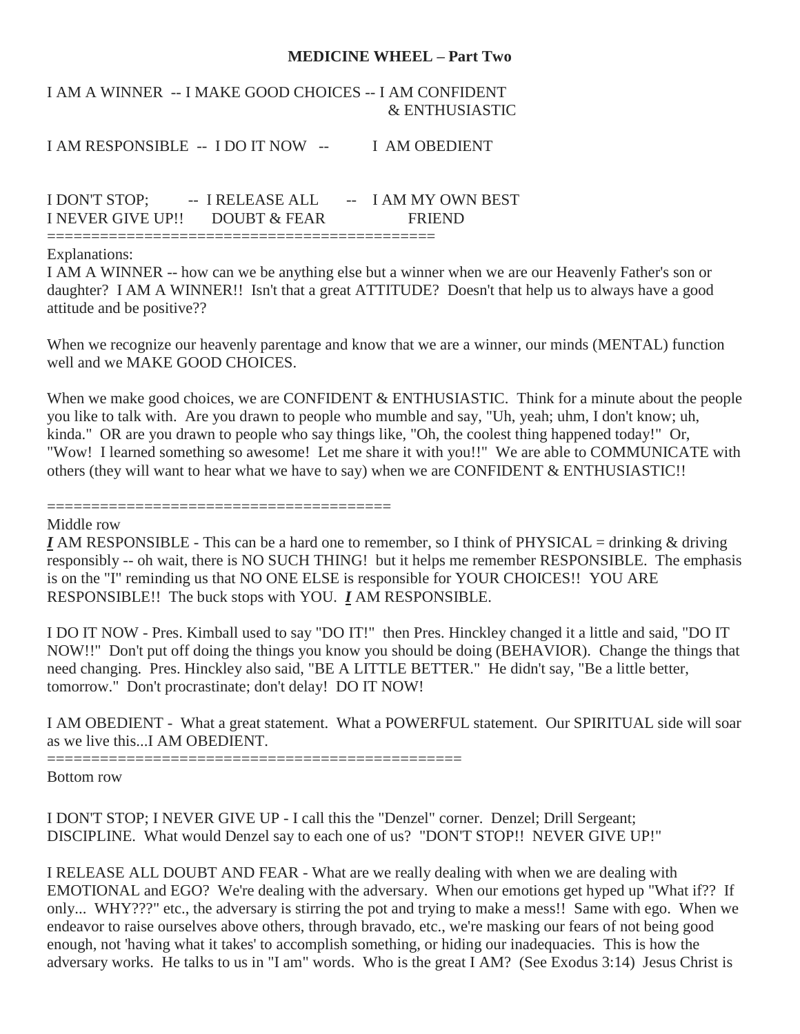## MEDICINE WHEEL – Part Two

I AM A WINNER -- I MAKE GOOD CHOICES -- I AM CONFIDENT & ENTHUSIASTIC

I AM RESPONSIBLE -- I DO IT NOW -- I AM OBEDIENT

I DON'T STOP; I NEVER GIVE UP!! -- I RELEASE ALL DOUBT & FEAR -- I AM MY OWN BEST FRIEND

==========================================

Explanations:

I AM A WINNER -- how can we be anything else but a winner when we are our Heavenly Father's son or daughter? I AM A WINNER!! Isn't that a great ATTITUDE? Doesn't that help us to always have a good attitude and be positive??

When we recognize our heavenly parentage and know that we are a winner, our minds (MENTAL) function well and we MAKE GOOD CHOICES.

When we make good choices, we are CONFIDENT & ENTHUSIASTIC. Think for a minute about the people you like to talk with. Are you drawn to people who mumble and say, "Uh, yeah; uhm, I don't know; uh, kinda." OR are you drawn to people who say things like, "Oh, the coolest thing happened today!" Or, "Wow! I learned something so awesome! Let me share it with you!!" We are able to COMMUNICATE with others (they will want to hear what we have to say) when we are CONFIDENT & ENTHUSIASTIC!!

======================================

Middle row

***I*** AM RESPONSIBLE - This can be a hard one to remember, so I think of PHYSICAL = drinking & driving responsibly -- oh wait, there is NO SUCH THING! but it helps me remember RESPONSIBLE. The emphasis is on the "I" reminding us that NO ONE ELSE is responsible for YOUR CHOICES!! YOU ARE RESPONSIBLE!! The buck stops with YOU. ***I*** AM RESPONSIBLE.

I DO IT NOW - Pres. Kimball used to say "DO IT!" then Pres. Hinckley changed it a little and said, "DO IT NOW!!" Don't put off doing the things you know you should be doing (BEHAVIOR). Change the things that need changing. Pres. Hinckley also said, "BE A LITTLE BETTER." He didn't say, "Be a little better, tomorrow." Don't procrastinate; don't delay! DO IT NOW!

I AM OBEDIENT - What a great statement. What a POWERFUL statement. Our SPIRITUAL side will soar as we live this...I AM OBEDIENT.

=============================================

Bottom row

I DON'T STOP; I NEVER GIVE UP - I call this the "Denzel" corner. Denzel; Drill Sergeant; DISCIPLINE. What would Denzel say to each one of us? "DON'T STOP!! NEVER GIVE UP!"

I RELEASE ALL DOUBT AND FEAR - What are we really dealing with when we are dealing with EMOTIONAL and EGO? We're dealing with the adversary. When our emotions get hyped up "What if?? If only... WHY???" etc., the adversary is stirring the pot and trying to make a mess!! Same with ego. When we endeavor to raise ourselves above others, through bravado, etc., we're masking our fears of not being good enough, not 'having what it takes' to accomplish something, or hiding our inadequacies. This is how the adversary works. He talks to us in "I am" words. Who is the great I AM? (See Exodus 3:14) Jesus Christ is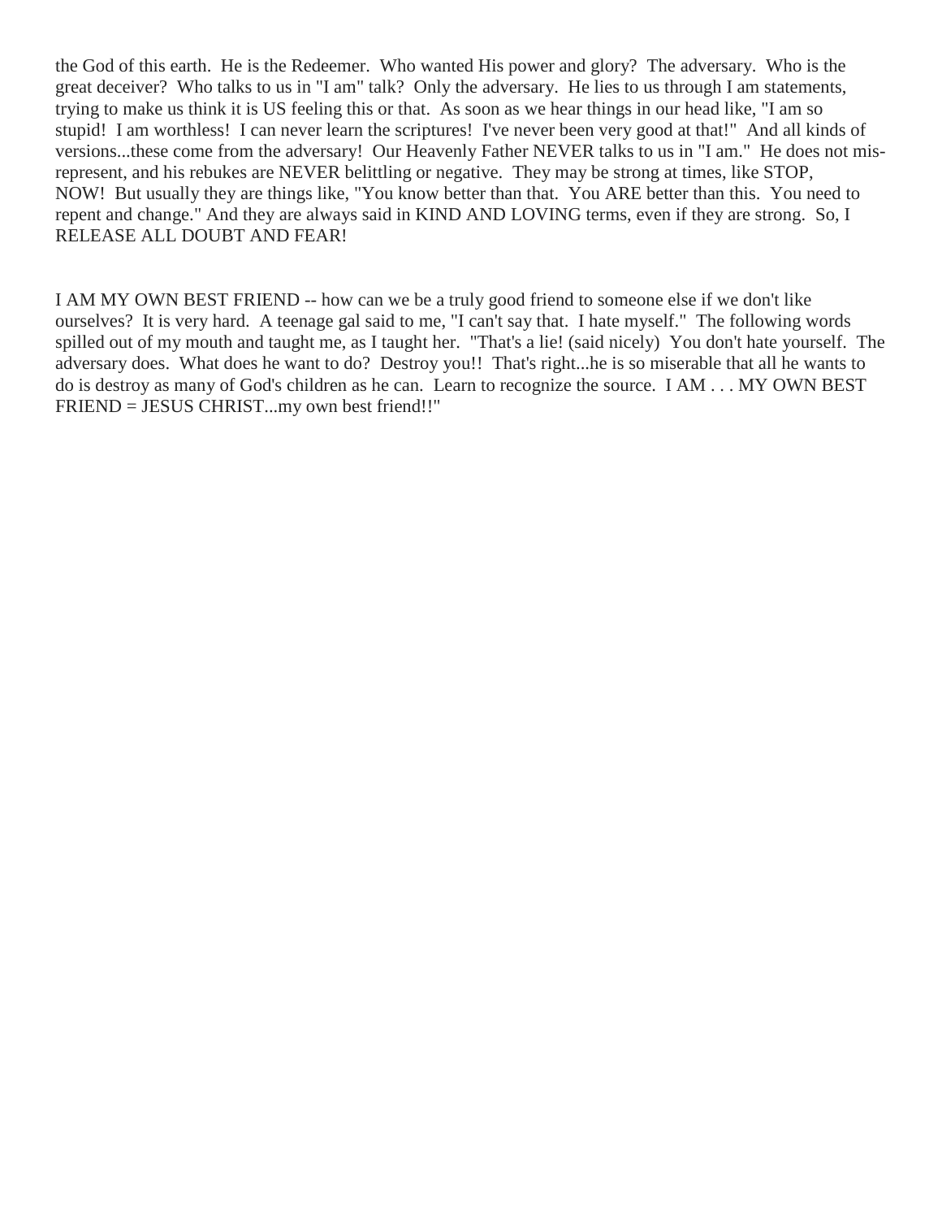the God of this earth. He is the Redeemer. Who wanted His power and glory? The adversary. Who is the great deceiver? Who talks to us in "I am" talk? Only the adversary. He lies to us through I am statements, trying to make us think it is US feeling this or that. As soon as we hear things in our head like, "I am so stupid! I am worthless! I can never learn the scriptures! I've never been very good at that!" And all kinds of versions...these come from the adversary! Our Heavenly Father NEVER talks to us in "I am." He does not mis-represent, and his rebukes are NEVER belittling or negative. They may be strong at times, like STOP, NOW! But usually they are things like, "You know better than that. You ARE better than this. You need to repent and change." And they are always said in KIND AND LOVING terms, even if they are strong. So, I RELEASE ALL DOUBT AND FEAR!

I AM MY OWN BEST FRIEND -- how can we be a truly good friend to someone else if we don't like ourselves? It is very hard. A teenage gal said to me, "I can't say that. I hate myself." The following words spilled out of my mouth and taught me, as I taught her. "That's a lie! (said nicely) You don't hate yourself. The adversary does. What does he want to do? Destroy you!! That's right...he is so miserable that all he wants to do is destroy as many of God's children as he can. Learn to recognize the source. I AM . . . MY OWN BEST FRIEND = JESUS CHRIST...my own best friend!!"